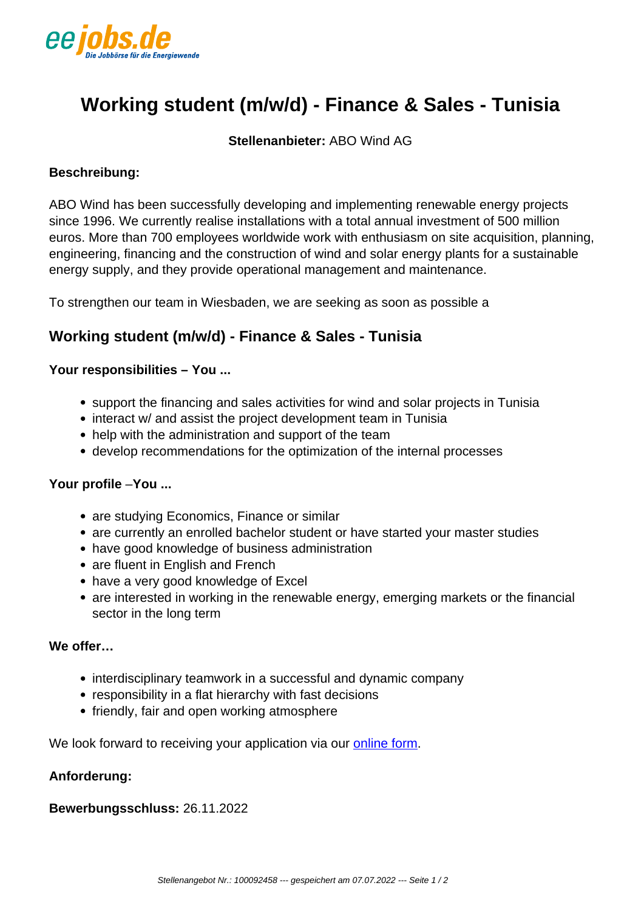eejobs.de
Die Jobbörse für die Energiewende

# Working student (m/w/d) - Finance & Sales - Tunisia

**Stellenanbieter:** ABO Wind AG

**Beschreibung:**

ABO Wind has been successfully developing and implementing renewable energy projects since 1996. We currently realise installations with a total annual investment of 500 million euros. More than 700 employees worldwide work with enthusiasm on site acquisition, planning, engineering, financing and the construction of wind and solar energy plants for a sustainable energy supply, and they provide operational management and maintenance.

To strengthen our team in Wiesbaden, we are seeking as soon as possible a

## Working student (m/w/d) - Finance & Sales - Tunisia

**Your responsibilities – You ...**

- support the financing and sales activities for wind and solar projects in Tunisia
- interact w/ and assist the project development team in Tunisia
- help with the administration and support of the team
- develop recommendations for the optimization of the internal processes

**Your profile –You ...**

- are studying Economics, Finance or similar
- are currently an enrolled bachelor student or have started your master studies
- have good knowledge of business administration
- are fluent in English and French
- have a very good knowledge of Excel
- are interested in working in the renewable energy, emerging markets or the financial sector in the long term

**We offer…**

- interdisciplinary teamwork in a successful and dynamic company
- responsibility in a flat hierarchy with fast decisions
- friendly, fair and open working atmosphere

We look forward to receiving your application via our online form.

**Anforderung:**

**Bewerbungsschluss:** 26.11.2022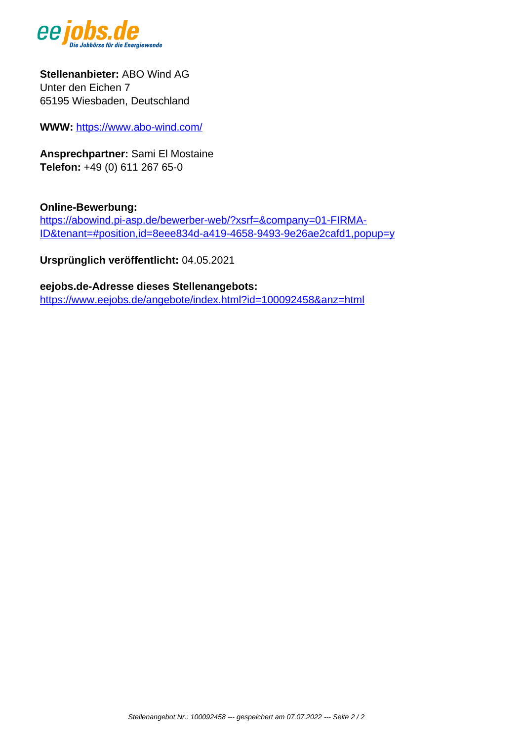**Stellenanbieter:** ABO Wind AG
Unter den Eichen 7
65195 Wiesbaden, Deutschland

**WWW:** https://www.abo-wind.com/

**Ansprechpartner:** Sami El Mostaine
**Telefon:** +49 (0) 611 267 65-0

**Online-Bewerbung:**
https://abowind.pi-asp.de/bewerber-web/?xsrf=&company=01-FIRMA-ID&tenant=#position,id=8eee834d-a419-4658-9493-9e26ae2cafd1,popup=y

**Ursprünglich veröffentlicht:** 04.05.2021

**eejobs.de-Adresse dieses Stellenangebots:**
https://www.eejobs.de/angebote/index.html?id=100092458&anz=html